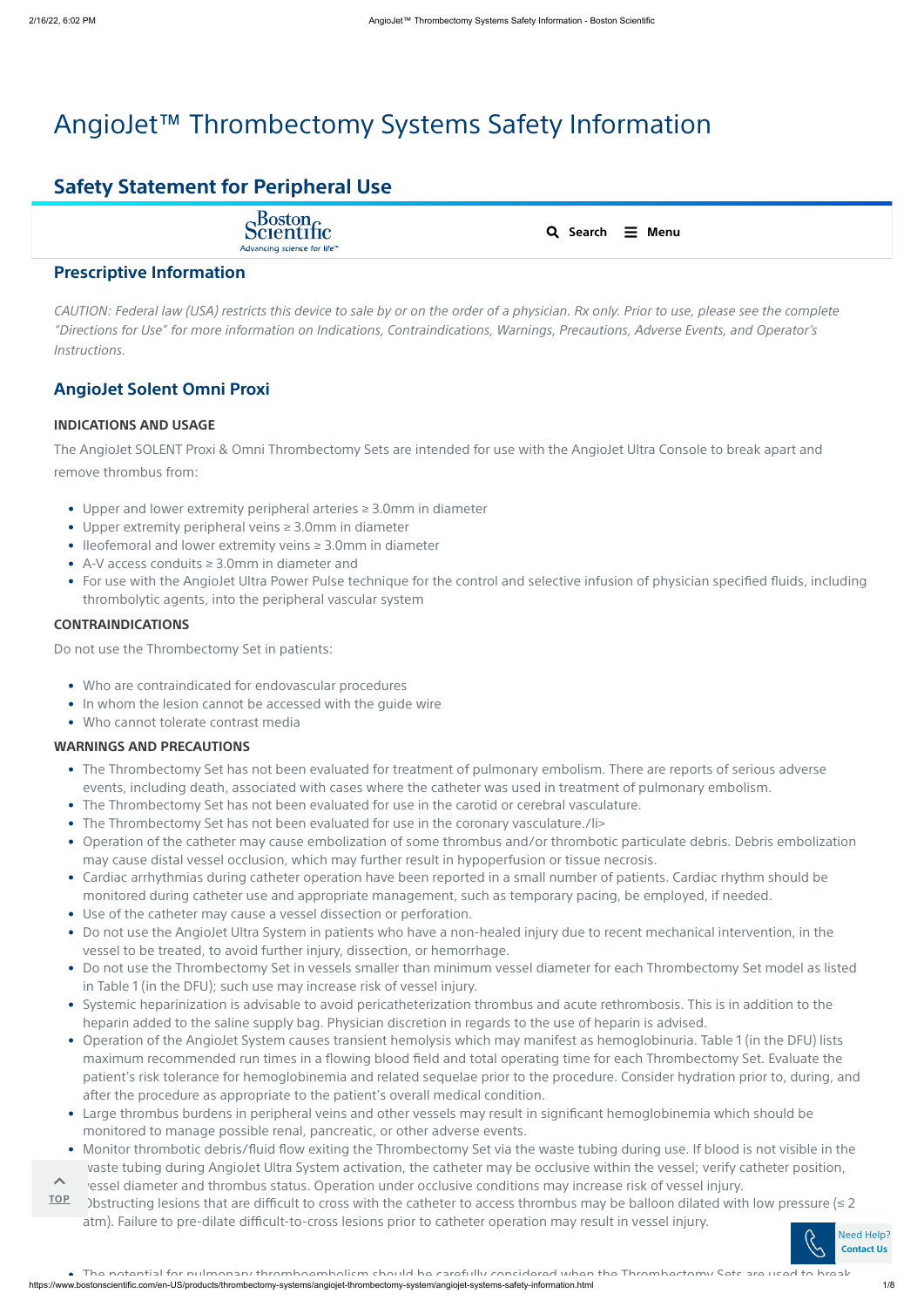# AngioJet™ Thrombectomy Systems Safety Information

## Safety Statement for Peripheral Use

### Prescriptive Information

*CAUTION: Federal law (USA) restricts this device to sale by or on the order of a physician. Rx only. Prior to use, please see the complete "Directions for Use" for more information on Indications, Contraindications, Warnings, Precautions, Adverse Events, and Operator's Instructions.*

### AngioJet Solent Omni Proxi

**INDICATIONS AND USAGE**

The AngioJet SOLENT Proxi & Omni Thrombectomy Sets are intended for use with the AngioJet Ultra Console to break apart and remove thrombus from:

- Upper and lower extremity peripheral arteries ≥ 3.0mm in diameter
- Upper extremity peripheral veins ≥ 3.0mm in diameter
- Ileofemoral and lower extremity veins ≥ 3.0mm in diameter
- A-V access conduits ≥ 3.0mm in diameter and
- For use with the AngioJet Ultra Power Pulse technique for the control and selective infusion of physician specified fluids, including thrombolytic agents, into the peripheral vascular system

**CONTRAINDICATIONS**

Do not use the Thrombectomy Set in patients:

- Who are contraindicated for endovascular procedures
- In whom the lesion cannot be accessed with the guide wire
- Who cannot tolerate contrast media

**WARNINGS AND PRECAUTIONS**

- The Thrombectomy Set has not been evaluated for treatment of pulmonary embolism. There are reports of serious adverse events, including death, associated with cases where the catheter was used in treatment of pulmonary embolism.
- The Thrombectomy Set has not been evaluated for use in the carotid or cerebral vasculature.
- The Thrombectomy Set has not been evaluated for use in the coronary vasculature./li>
- Operation of the catheter may cause embolization of some thrombus and/or thrombotic particulate debris. Debris embolization may cause distal vessel occlusion, which may further result in hypoperfusion or tissue necrosis.
- Cardiac arrhythmias during catheter operation have been reported in a small number of patients. Cardiac rhythm should be monitored during catheter use and appropriate management, such as temporary pacing, be employed, if needed.
- Use of the catheter may cause a vessel dissection or perforation.
- Do not use the AngioJet Ultra System in patients who have a non-healed injury due to recent mechanical intervention, in the vessel to be treated, to avoid further injury, dissection, or hemorrhage.
- Do not use the Thrombectomy Set in vessels smaller than minimum vessel diameter for each Thrombectomy Set model as listed in Table 1 (in the DFU); such use may increase risk of vessel injury.
- Systemic heparinization is advisable to avoid pericatheterization thrombus and acute rethrombosis. This is in addition to the heparin added to the saline supply bag. Physician discretion in regards to the use of heparin is advised.
- Operation of the AngioJet System causes transient hemolysis which may manifest as hemoglobinuria. Table 1 (in the DFU) lists maximum recommended run times in a flowing blood field and total operating time for each Thrombectomy Set. Evaluate the patient's risk tolerance for hemoglobinemia and related sequelae prior to the procedure. Consider hydration prior to, during, and after the procedure as appropriate to the patient's overall medical condition.
- Large thrombus burdens in peripheral veins and other vessels may result in significant hemoglobinemia which should be monitored to manage possible renal, pancreatic, or other adverse events.
- Monitor thrombotic debris/fluid flow exiting the Thrombectomy Set via the waste tubing during use. If blood is not visible in the waste tubing during AngioJet Ultra System activation, the catheter may be occlusive within the vessel; verify catheter position, vessel diameter and thrombus status. Operation under occlusive conditions may increase risk of vessel injury.
- Obstructing lesions that are difficult to cross with the catheter to access thrombus may be balloon dilated with low pressure (≤ 2 atm). Failure to pre-dilate difficult-to-cross lesions prior to catheter operation may result in vessel injury.
- The potential for pulmonary thromboembolism should be carefully considered when the Thrombectomy Sets are used to break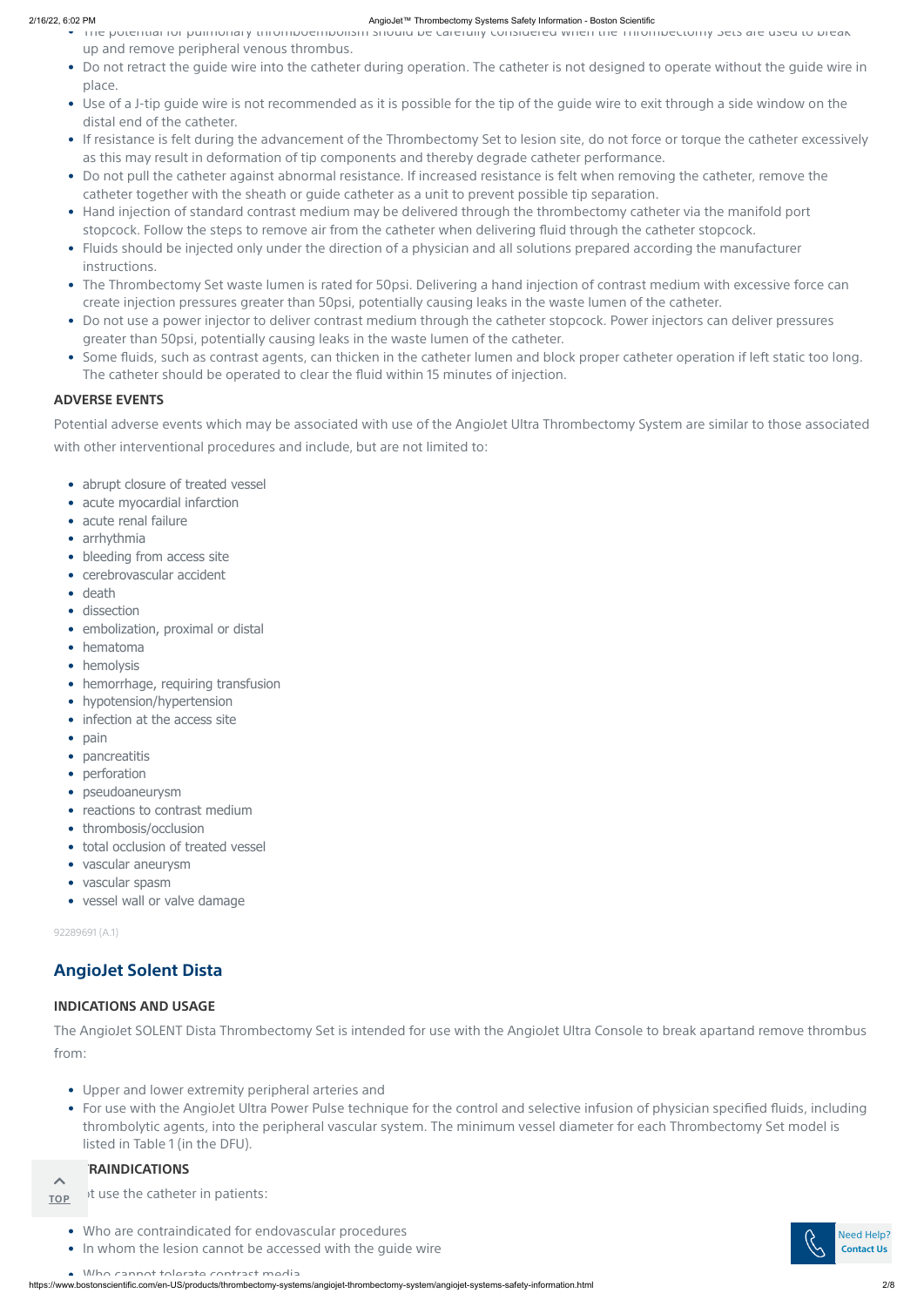- The potential for pulmonary thromboembolism should be carefully considered when the Thrombectomy Sets are used to break up and remove peripheral venous thrombus.
- Do not retract the guide wire into the catheter during operation. The catheter is not designed to operate without the guide wire in place.
- Use of a J-tip guide wire is not recommended as it is possible for the tip of the guide wire to exit through a side window on the distal end of the catheter.
- If resistance is felt during the advancement of the Thrombectomy Set to lesion site, do not force or torque the catheter excessively as this may result in deformation of tip components and thereby degrade catheter performance.
- Do not pull the catheter against abnormal resistance. If increased resistance is felt when removing the catheter, remove the catheter together with the sheath or guide catheter as a unit to prevent possible tip separation.
- Hand injection of standard contrast medium may be delivered through the thrombectomy catheter via the manifold port stopcock. Follow the steps to remove air from the catheter when delivering fluid through the catheter stopcock.
- Fluids should be injected only under the direction of a physician and all solutions prepared according the manufacturer instructions.
- The Thrombectomy Set waste lumen is rated for 50psi. Delivering a hand injection of contrast medium with excessive force can create injection pressures greater than 50psi, potentially causing leaks in the waste lumen of the catheter.
- Do not use a power injector to deliver contrast medium through the catheter stopcock. Power injectors can deliver pressures greater than 50psi, potentially causing leaks in the waste lumen of the catheter.
- Some fluids, such as contrast agents, can thicken in the catheter lumen and block proper catheter operation if left static too long. The catheter should be operated to clear the fluid within 15 minutes of injection.

#### ADVERSE EVENTS

Potential adverse events which may be associated with use of the AngioJet Ultra Thrombectomy System are similar to those associated with other interventional procedures and include, but are not limited to:

- abrupt closure of treated vessel
- acute myocardial infarction
- acute renal failure
- arrhythmia
- bleeding from access site
- cerebrovascular accident
- death
- dissection
- embolization, proximal or distal
- hematoma
- hemolysis
- hemorrhage, requiring transfusion
- hypotension/hypertension
- infection at the access site
- pain
- pancreatitis
- perforation
- pseudoaneurysm
- reactions to contrast medium
- thrombosis/occlusion
- total occlusion of treated vessel
- vascular aneurysm
- vascular spasm
- vessel wall or valve damage

92289691 (A.1)

### AngioJet Solent Dista

#### INDICATIONS AND USAGE

The AngioJet SOLENT Dista Thrombectomy Set is intended for use with the AngioJet Ultra Console to break apartand remove thrombus from:

- Upper and lower extremity peripheral arteries and
- For use with the AngioJet Ultra Power Pulse technique for the control and selective infusion of physician specified fluids, including thrombolytic agents, into the peripheral vascular system. The minimum vessel diameter for each Thrombectomy Set model is listed in Table 1 (in the DFU).

#### CONTRAINDICATIONS

Do not use the catheter in patients:

- Who are contraindicated for endovascular procedures
- In whom the lesion cannot be accessed with the guide wire
- Who cannot tolerate contrast media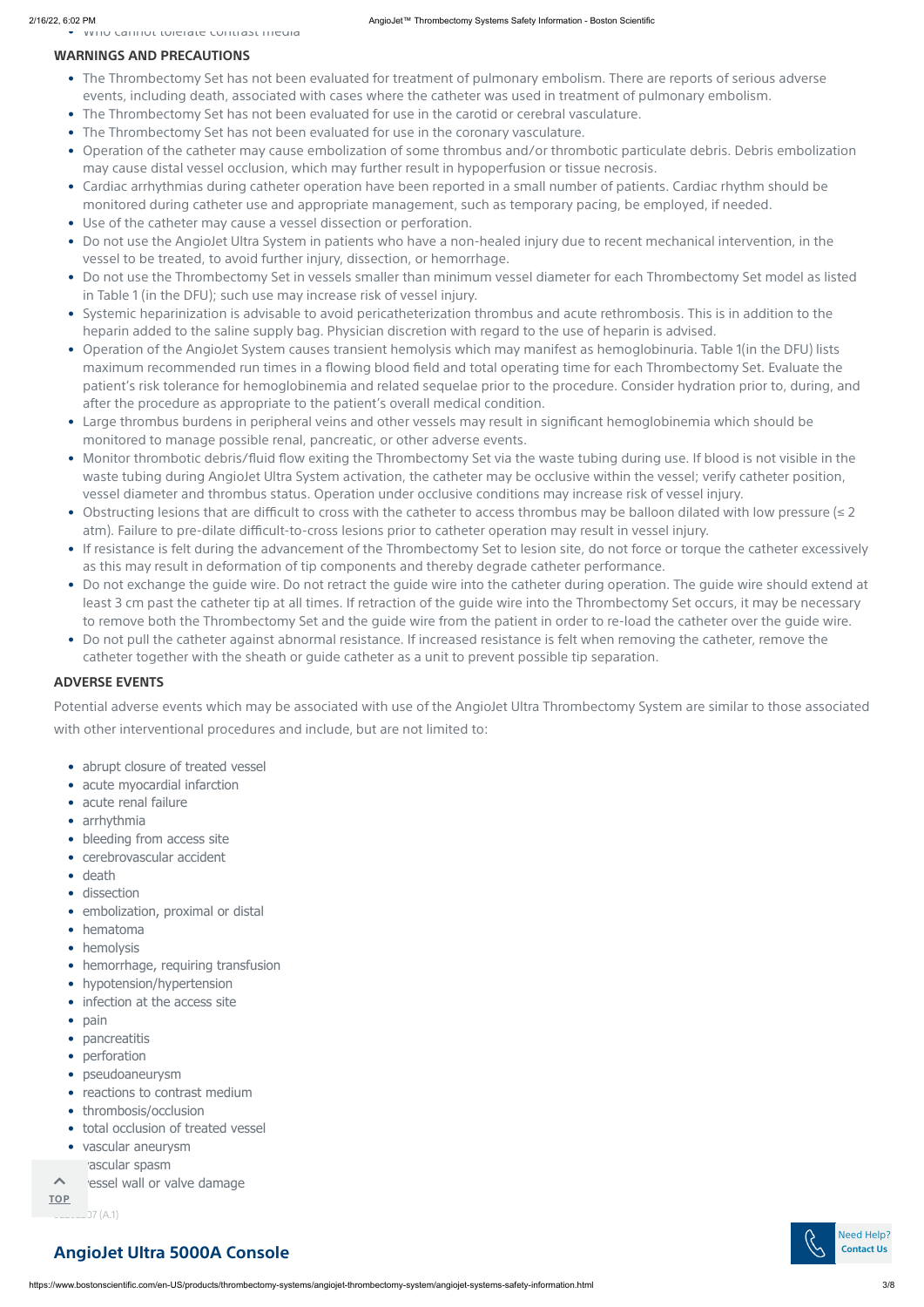- Who cannot tolerate contrast media

### WARNINGS AND PRECAUTIONS

- The Thrombectomy Set has not been evaluated for treatment of pulmonary embolism. There are reports of serious adverse events, including death, associated with cases where the catheter was used in treatment of pulmonary embolism.
- The Thrombectomy Set has not been evaluated for use in the carotid or cerebral vasculature.
- The Thrombectomy Set has not been evaluated for use in the coronary vasculature.
- Operation of the catheter may cause embolization of some thrombus and/or thrombotic particulate debris. Debris embolization may cause distal vessel occlusion, which may further result in hypoperfusion or tissue necrosis.
- Cardiac arrhythmias during catheter operation have been reported in a small number of patients. Cardiac rhythm should be monitored during catheter use and appropriate management, such as temporary pacing, be employed, if needed.
- Use of the catheter may cause a vessel dissection or perforation.
- Do not use the AngioJet Ultra System in patients who have a non-healed injury due to recent mechanical intervention, in the vessel to be treated, to avoid further injury, dissection, or hemorrhage.
- Do not use the Thrombectomy Set in vessels smaller than minimum vessel diameter for each Thrombectomy Set model as listed in Table 1 (in the DFU); such use may increase risk of vessel injury.
- Systemic heparinization is advisable to avoid pericatheterization thrombus and acute rethrombosis. This is in addition to the heparin added to the saline supply bag. Physician discretion with regard to the use of heparin is advised.
- Operation of the AngioJet System causes transient hemolysis which may manifest as hemoglobinuria. Table 1(in the DFU) lists maximum recommended run times in a flowing blood field and total operating time for each Thrombectomy Set. Evaluate the patient's risk tolerance for hemoglobinemia and related sequelae prior to the procedure. Consider hydration prior to, during, and after the procedure as appropriate to the patient's overall medical condition.
- Large thrombus burdens in peripheral veins and other vessels may result in significant hemoglobinemia which should be monitored to manage possible renal, pancreatic, or other adverse events.
- Monitor thrombotic debris/fluid flow exiting the Thrombectomy Set via the waste tubing during use. If blood is not visible in the waste tubing during AngioJet Ultra System activation, the catheter may be occlusive within the vessel; verify catheter position, vessel diameter and thrombus status. Operation under occlusive conditions may increase risk of vessel injury.
- Obstructing lesions that are difficult to cross with the catheter to access thrombus may be balloon dilated with low pressure (≤ 2 atm). Failure to pre-dilate difficult-to-cross lesions prior to catheter operation may result in vessel injury.
- If resistance is felt during the advancement of the Thrombectomy Set to lesion site, do not force or torque the catheter excessively as this may result in deformation of tip components and thereby degrade catheter performance.
- Do not exchange the guide wire. Do not retract the guide wire into the catheter during operation. The guide wire should extend at least 3 cm past the catheter tip at all times. If retraction of the guide wire into the Thrombectomy Set occurs, it may be necessary to remove both the Thrombectomy Set and the guide wire from the patient in order to re-load the catheter over the guide wire.
- Do not pull the catheter against abnormal resistance. If increased resistance is felt when removing the catheter, remove the catheter together with the sheath or guide catheter as a unit to prevent possible tip separation.

### ADVERSE EVENTS

Potential adverse events which may be associated with use of the AngioJet Ultra Thrombectomy System are similar to those associated with other interventional procedures and include, but are not limited to:

- abrupt closure of treated vessel
- acute myocardial infarction
- acute renal failure
- arrhythmia
- bleeding from access site
- cerebrovascular accident
- death
- dissection
- embolization, proximal or distal
- hematoma
- hemolysis
- hemorrhage, requiring transfusion
- hypotension/hypertension
- infection at the access site
- pain
- pancreatitis
- perforation
- pseudoaneurysm
- reactions to contrast medium
- thrombosis/occlusion
- total occlusion of treated vessel
- vascular aneurysm
- vascular spasm
- vessel wall or valve damage

...07 (A.1)

## AngioJet Ultra 5000A Console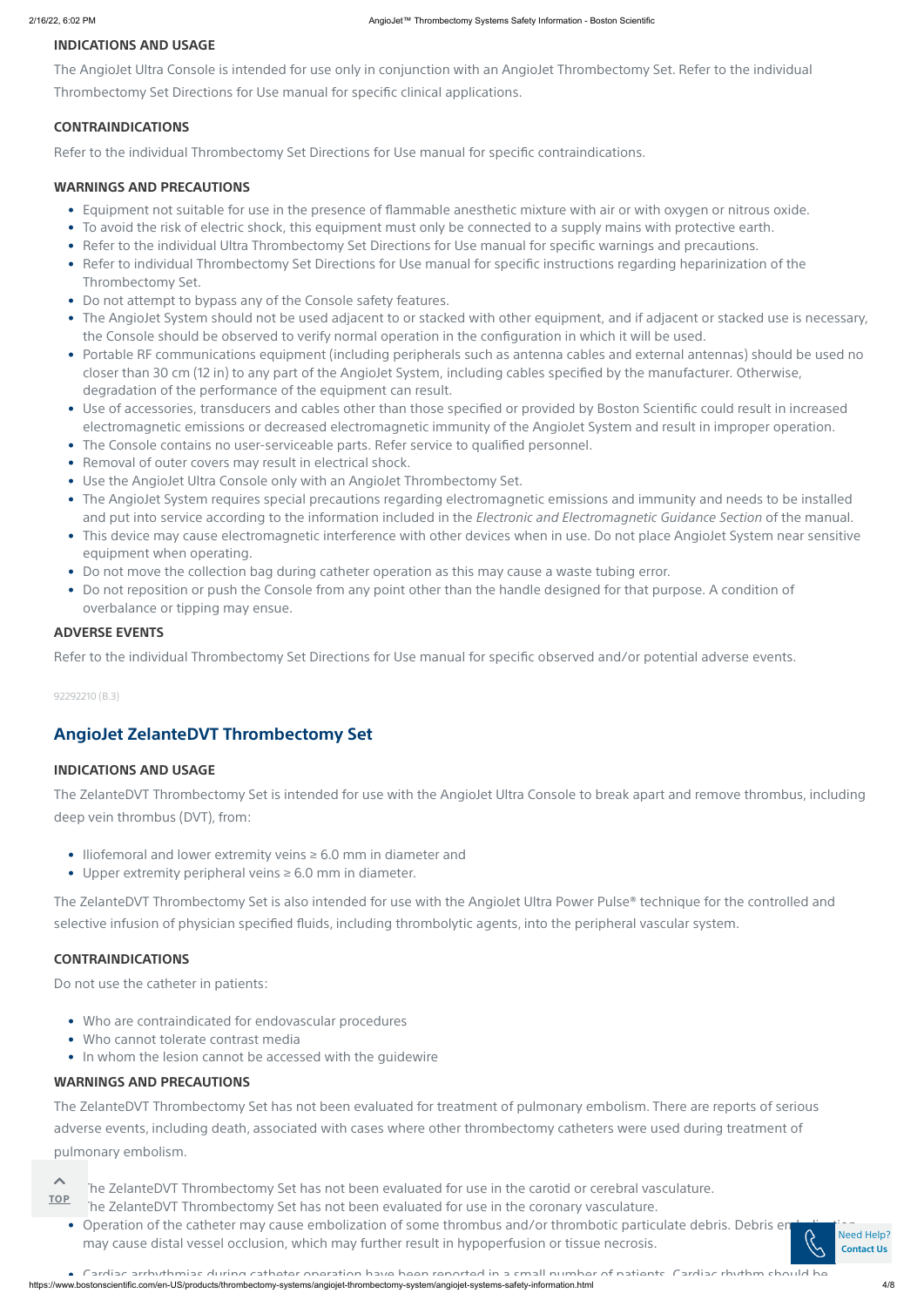### INDICATIONS AND USAGE

The AngioJet Ultra Console is intended for use only in conjunction with an AngioJet Thrombectomy Set. Refer to the individual Thrombectomy Set Directions for Use manual for specific clinical applications.

### CONTRAINDICATIONS

Refer to the individual Thrombectomy Set Directions for Use manual for specific contraindications.

### WARNINGS AND PRECAUTIONS

- Equipment not suitable for use in the presence of flammable anesthetic mixture with air or with oxygen or nitrous oxide.
- To avoid the risk of electric shock, this equipment must only be connected to a supply mains with protective earth.
- Refer to the individual Ultra Thrombectomy Set Directions for Use manual for specific warnings and precautions.
- Refer to individual Thrombectomy Set Directions for Use manual for specific instructions regarding heparinization of the Thrombectomy Set.
- Do not attempt to bypass any of the Console safety features.
- The AngioJet System should not be used adjacent to or stacked with other equipment, and if adjacent or stacked use is necessary, the Console should be observed to verify normal operation in the configuration in which it will be used.
- Portable RF communications equipment (including peripherals such as antenna cables and external antennas) should be used no closer than 30 cm (12 in) to any part of the AngioJet System, including cables specified by the manufacturer. Otherwise, degradation of the performance of the equipment can result.
- Use of accessories, transducers and cables other than those specified or provided by Boston Scientific could result in increased electromagnetic emissions or decreased electromagnetic immunity of the AngioJet System and result in improper operation.
- The Console contains no user-serviceable parts. Refer service to qualified personnel.
- Removal of outer covers may result in electrical shock.
- Use the AngioJet Ultra Console only with an AngioJet Thrombectomy Set.
- The AngioJet System requires special precautions regarding electromagnetic emissions and immunity and needs to be installed and put into service according to the information included in the *Electronic and Electromagnetic Guidance Section* of the manual.
- This device may cause electromagnetic interference with other devices when in use. Do not place AngioJet System near sensitive equipment when operating.
- Do not move the collection bag during catheter operation as this may cause a waste tubing error.
- Do not reposition or push the Console from any point other than the handle designed for that purpose. A condition of overbalance or tipping may ensue.

### ADVERSE EVENTS

Refer to the individual Thrombectomy Set Directions for Use manual for specific observed and/or potential adverse events.

92292210 (B.3)

## AngioJet ZelanteDVT Thrombectomy Set

### INDICATIONS AND USAGE

The ZelanteDVT Thrombectomy Set is intended for use with the AngioJet Ultra Console to break apart and remove thrombus, including deep vein thrombus (DVT), from:

- Iliofemoral and lower extremity veins ≥ 6.0 mm in diameter and
- Upper extremity peripheral veins ≥ 6.0 mm in diameter.

The ZelanteDVT Thrombectomy Set is also intended for use with the AngioJet Ultra Power Pulse® technique for the controlled and selective infusion of physician specified fluids, including thrombolytic agents, into the peripheral vascular system.

### CONTRAINDICATIONS

Do not use the catheter in patients:

- Who are contraindicated for endovascular procedures
- Who cannot tolerate contrast media
- In whom the lesion cannot be accessed with the guidewire

### WARNINGS AND PRECAUTIONS

The ZelanteDVT Thrombectomy Set has not been evaluated for treatment of pulmonary embolism. There are reports of serious adverse events, including death, associated with cases where other thrombectomy catheters were used during treatment of pulmonary embolism.

- The ZelanteDVT Thrombectomy Set has not been evaluated for use in the carotid or cerebral vasculature.
- The ZelanteDVT Thrombectomy Set has not been evaluated for use in the coronary vasculature.
- Operation of the catheter may cause embolization of some thrombus and/or thrombotic particulate debris. Debris embolization may cause distal vessel occlusion, which may further result in hypoperfusion or tissue necrosis.
- Cardiac arrhythmias during catheter operation have been reported in a small number of patients. Cardiac rhythm should be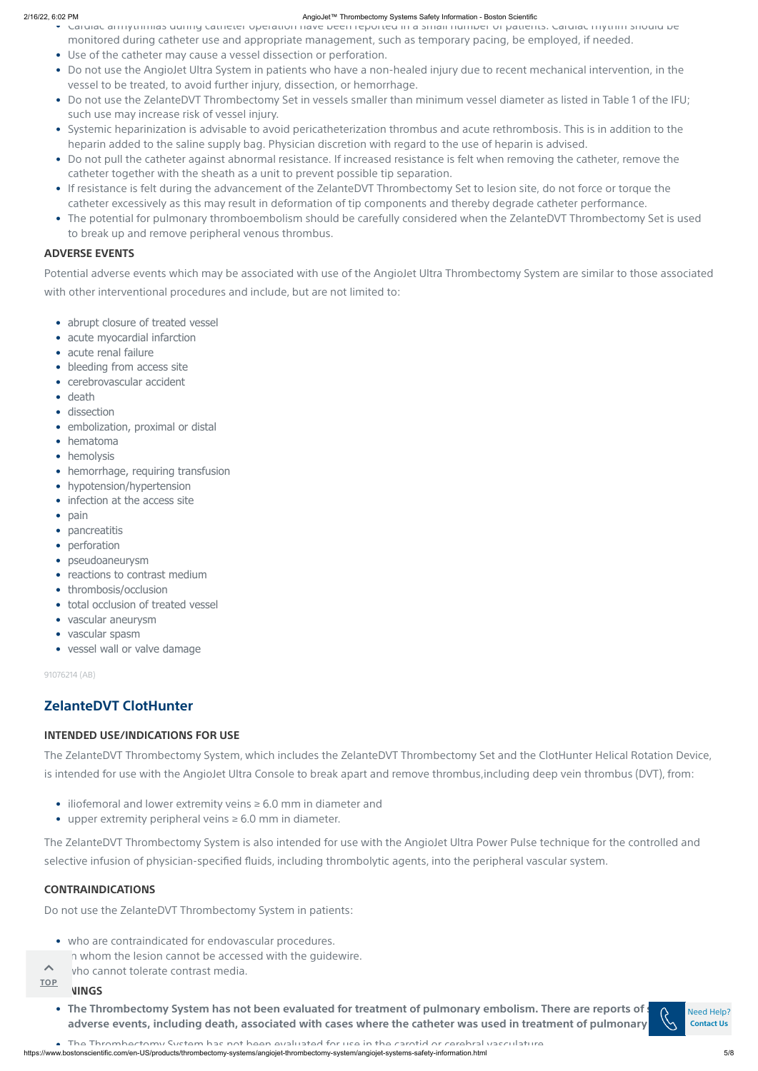- Cardiac arrhythmias during catheter operation have been reported in a small number of patients. Cardiac rhythm should be monitored during catheter use and appropriate management, such as temporary pacing, be employed, if needed.
- Use of the catheter may cause a vessel dissection or perforation.
- Do not use the AngioJet Ultra System in patients who have a non-healed injury due to recent mechanical intervention, in the vessel to be treated, to avoid further injury, dissection, or hemorrhage.
- Do not use the ZelanteDVT Thrombectomy Set in vessels smaller than minimum vessel diameter as listed in Table 1 of the IFU; such use may increase risk of vessel injury.
- Systemic heparinization is advisable to avoid pericatheterization thrombus and acute rethrombosis. This is in addition to the heparin added to the saline supply bag. Physician discretion with regard to the use of heparin is advised.
- Do not pull the catheter against abnormal resistance. If increased resistance is felt when removing the catheter, remove the catheter together with the sheath as a unit to prevent possible tip separation.
- If resistance is felt during the advancement of the ZelanteDVT Thrombectomy Set to lesion site, do not force or torque the catheter excessively as this may result in deformation of tip components and thereby degrade catheter performance.
- The potential for pulmonary thromboembolism should be carefully considered when the ZelanteDVT Thrombectomy Set is used to break up and remove peripheral venous thrombus.

### ADVERSE EVENTS

Potential adverse events which may be associated with use of the AngioJet Ultra Thrombectomy System are similar to those associated with other interventional procedures and include, but are not limited to:

- abrupt closure of treated vessel
- acute myocardial infarction
- acute renal failure
- bleeding from access site
- cerebrovascular accident
- death
- dissection
- embolization, proximal or distal
- hematoma
- hemolysis
- hemorrhage, requiring transfusion
- hypotension/hypertension
- infection at the access site
- pain
- pancreatitis
- perforation
- pseudoaneurysm
- reactions to contrast medium
- thrombosis/occlusion
- total occlusion of treated vessel
- vascular aneurysm
- vascular spasm
- vessel wall or valve damage

91076214 (AB)

## ZelanteDVT ClotHunter

### INTENDED USE/INDICATIONS FOR USE

The ZelanteDVT Thrombectomy System, which includes the ZelanteDVT Thrombectomy Set and the ClotHunter Helical Rotation Device, is intended for use with the AngioJet Ultra Console to break apart and remove thrombus,including deep vein thrombus (DVT), from:

- iliofemoral and lower extremity veins ≥ 6.0 mm in diameter and
- upper extremity peripheral veins ≥ 6.0 mm in diameter.

The ZelanteDVT Thrombectomy System is also intended for use with the AngioJet Ultra Power Pulse technique for the controlled and selective infusion of physician-specified fluids, including thrombolytic agents, into the peripheral vascular system.

### CONTRAINDICATIONS

Do not use the ZelanteDVT Thrombectomy System in patients:

- who are contraindicated for endovascular procedures.
- in whom the lesion cannot be accessed with the guidewire.
- who cannot tolerate contrast media.

### WARNINGS

- **The Thrombectomy System has not been evaluated for treatment of pulmonary embolism. There are reports of serious adverse events, including death, associated with cases where the catheter was used in treatment of pulmonary**
- The Thrombectomy System has not been evaluated for use in the carotid or cerebral vasculature.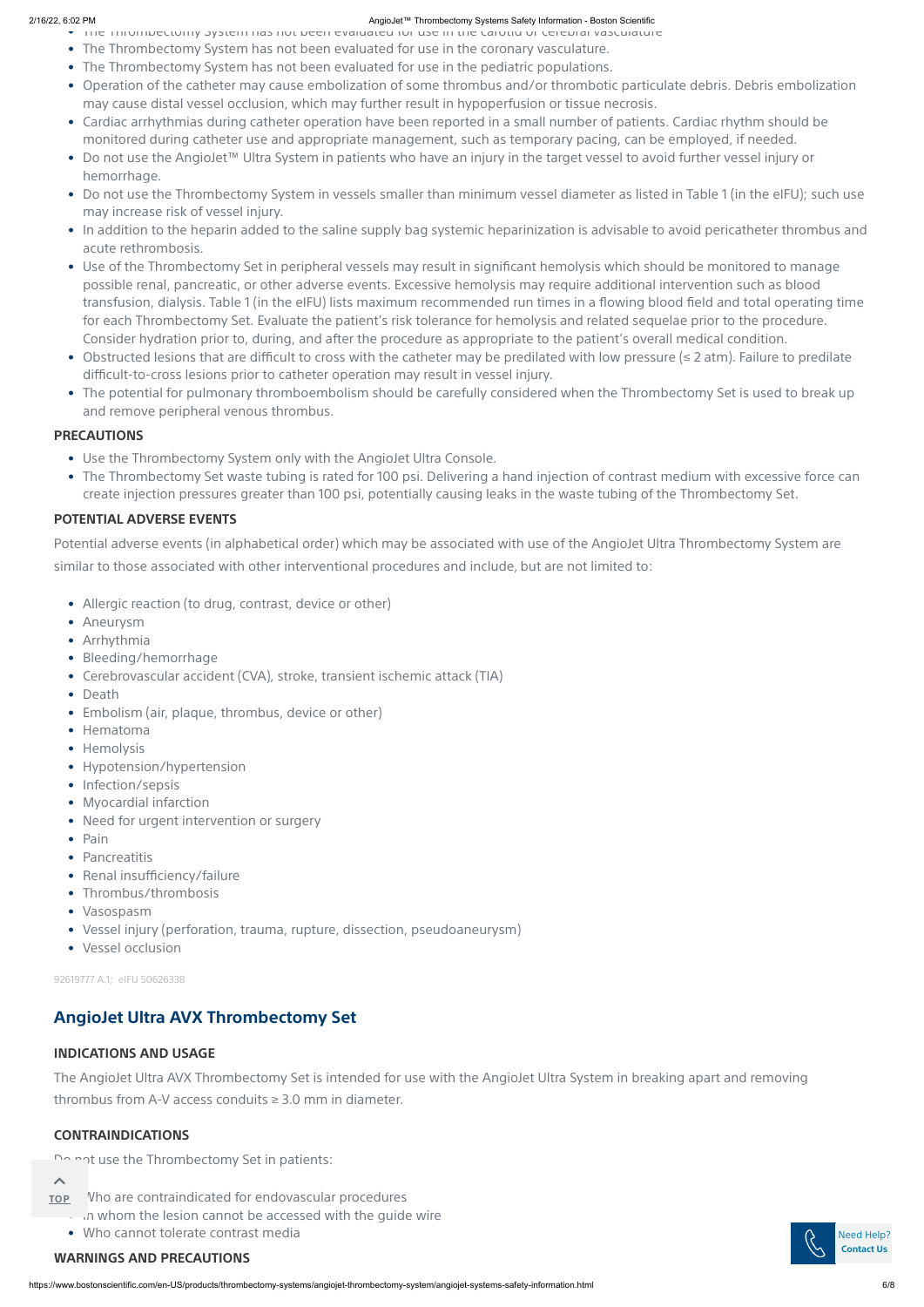- The Thrombectomy System has not been evaluated for use in the carotid or cerebral vasculature
- The Thrombectomy System has not been evaluated for use in the coronary vasculature.
- The Thrombectomy System has not been evaluated for use in the pediatric populations.
- Operation of the catheter may cause embolization of some thrombus and/or thrombotic particulate debris. Debris embolization may cause distal vessel occlusion, which may further result in hypoperfusion or tissue necrosis.
- Cardiac arrhythmias during catheter operation have been reported in a small number of patients. Cardiac rhythm should be monitored during catheter use and appropriate management, such as temporary pacing, can be employed, if needed.
- Do not use the AngioJet™ Ultra System in patients who have an injury in the target vessel to avoid further vessel injury or hemorrhage.
- Do not use the Thrombectomy System in vessels smaller than minimum vessel diameter as listed in Table 1 (in the eIFU); such use may increase risk of vessel injury.
- In addition to the heparin added to the saline supply bag systemic heparinization is advisable to avoid pericatheter thrombus and acute rethrombosis.
- Use of the Thrombectomy Set in peripheral vessels may result in significant hemolysis which should be monitored to manage possible renal, pancreatic, or other adverse events. Excessive hemolysis may require additional intervention such as blood transfusion, dialysis. Table 1 (in the eIFU) lists maximum recommended run times in a flowing blood field and total operating time for each Thrombectomy Set. Evaluate the patient's risk tolerance for hemolysis and related sequelae prior to the procedure. Consider hydration prior to, during, and after the procedure as appropriate to the patient's overall medical condition.
- Obstructed lesions that are difficult to cross with the catheter may be predilated with low pressure (≤ 2 atm). Failure to predilate difficult-to-cross lesions prior to catheter operation may result in vessel injury.
- The potential for pulmonary thromboembolism should be carefully considered when the Thrombectomy Set is used to break up and remove peripheral venous thrombus.

#### PRECAUTIONS

- Use the Thrombectomy System only with the AngioJet Ultra Console.
- The Thrombectomy Set waste tubing is rated for 100 psi. Delivering a hand injection of contrast medium with excessive force can create injection pressures greater than 100 psi, potentially causing leaks in the waste tubing of the Thrombectomy Set.

#### POTENTIAL ADVERSE EVENTS

Potential adverse events (in alphabetical order) which may be associated with use of the AngioJet Ultra Thrombectomy System are similar to those associated with other interventional procedures and include, but are not limited to:

- Allergic reaction (to drug, contrast, device or other)
- Aneurysm
- Arrhythmia
- Bleeding/hemorrhage
- Cerebrovascular accident (CVA), stroke, transient ischemic attack (TIA)
- Death
- Embolism (air, plaque, thrombus, device or other)
- Hematoma
- Hemolysis
- Hypotension/hypertension
- Infection/sepsis
- Myocardial infarction
- Need for urgent intervention or surgery
- Pain
- Pancreatitis
- Renal insufficiency/failure
- Thrombus/thrombosis
- Vasospasm
- Vessel injury (perforation, trauma, rupture, dissection, pseudoaneurysm)
- Vessel occlusion

92619777 A.1; eIFU 50626338

### AngioJet Ultra AVX Thrombectomy Set

#### INDICATIONS AND USAGE

The AngioJet Ultra AVX Thrombectomy Set is intended for use with the AngioJet Ultra System in breaking apart and removing thrombus from A-V access conduits ≥ 3.0 mm in diameter.

#### CONTRAINDICATIONS

Do not use the Thrombectomy Set in patients:

- Who are contraindicated for endovascular procedures
- In whom the lesion cannot be accessed with the guide wire
- Who cannot tolerate contrast media

#### WARNINGS AND PRECAUTIONS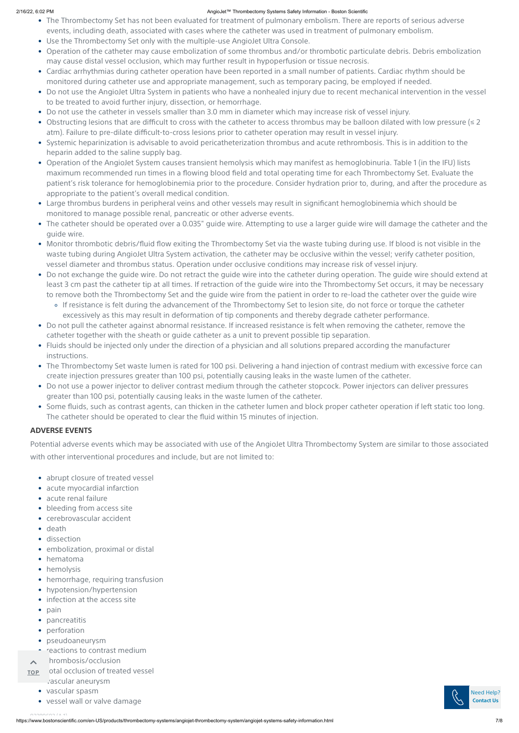- The Thrombectomy Set has not been evaluated for treatment of pulmonary embolism. There are reports of serious adverse events, including death, associated with cases where the catheter was used in treatment of pulmonary embolism.
- Use the Thrombectomy Set only with the multiple-use AngioJet Ultra Console.
- Operation of the catheter may cause embolization of some thrombus and/or thrombotic particulate debris. Debris embolization may cause distal vessel occlusion, which may further result in hypoperfusion or tissue necrosis.
- Cardiac arrhythmias during catheter operation have been reported in a small number of patients. Cardiac rhythm should be monitored during catheter use and appropriate management, such as temporary pacing, be employed if needed.
- Do not use the AngioJet Ultra System in patients who have a nonhealed injury due to recent mechanical intervention in the vessel to be treated to avoid further injury, dissection, or hemorrhage.
- Do not use the catheter in vessels smaller than 3.0 mm in diameter which may increase risk of vessel injury.
- Obstructing lesions that are difficult to cross with the catheter to access thrombus may be balloon dilated with low pressure (≤ 2 atm). Failure to pre-dilate difficult-to-cross lesions prior to catheter operation may result in vessel injury.
- Systemic heparinization is advisable to avoid pericatheterization thrombus and acute rethrombosis. This is in addition to the heparin added to the saline supply bag.
- Operation of the AngioJet System causes transient hemolysis which may manifest as hemoglobinuria. Table 1 (in the IFU) lists maximum recommended run times in a flowing blood field and total operating time for each Thrombectomy Set. Evaluate the patient's risk tolerance for hemoglobinemia prior to the procedure. Consider hydration prior to, during, and after the procedure as appropriate to the patient's overall medical condition.
- Large thrombus burdens in peripheral veins and other vessels may result in significant hemoglobinemia which should be monitored to manage possible renal, pancreatic or other adverse events.
- The catheter should be operated over a 0.035" guide wire. Attempting to use a larger guide wire will damage the catheter and the guide wire.
- Monitor thrombotic debris/fluid flow exiting the Thrombectomy Set via the waste tubing during use. If blood is not visible in the waste tubing during AngioJet Ultra System activation, the catheter may be occlusive within the vessel; verify catheter position, vessel diameter and thrombus status. Operation under occlusive conditions may increase risk of vessel injury.
- Do not exchange the guide wire. Do not retract the guide wire into the catheter during operation. The guide wire should extend at least 3 cm past the catheter tip at all times. If retraction of the guide wire into the Thrombectomy Set occurs, it may be necessary to remove both the Thrombectomy Set and the guide wire from the patient in order to re-load the catheter over the guide wire
  - If resistance is felt during the advancement of the Thrombectomy Set to lesion site, do not force or torque the catheter excessively as this may result in deformation of tip components and thereby degrade catheter performance.
- Do not pull the catheter against abnormal resistance. If increased resistance is felt when removing the catheter, remove the catheter together with the sheath or guide catheter as a unit to prevent possible tip separation.
- Fluids should be injected only under the direction of a physician and all solutions prepared according the manufacturer instructions.
- The Thrombectomy Set waste lumen is rated for 100 psi. Delivering a hand injection of contrast medium with excessive force can create injection pressures greater than 100 psi, potentially causing leaks in the waste lumen of the catheter.
- Do not use a power injector to deliver contrast medium through the catheter stopcock. Power injectors can deliver pressures greater than 100 psi, potentially causing leaks in the waste lumen of the catheter.
- Some fluids, such as contrast agents, can thicken in the catheter lumen and block proper catheter operation if left static too long. The catheter should be operated to clear the fluid within 15 minutes of injection.

**ADVERSE EVENTS**

Potential adverse events which may be associated with use of the AngioJet Ultra Thrombectomy System are similar to those associated with other interventional procedures and include, but are not limited to:

- abrupt closure of treated vessel
- acute myocardial infarction
- acute renal failure
- bleeding from access site
- cerebrovascular accident
- death
- dissection
- embolization, proximal or distal
- hematoma
- hemolysis
- hemorrhage, requiring transfusion
- hypotension/hypertension
- infection at the access site
- pain
- pancreatitis
- perforation
- pseudoaneurysm
- reactions to contrast medium
- thrombosis/occlusion
- total occlusion of treated vessel
- vascular aneurysm
- vascular spasm
- vessel wall or valve damage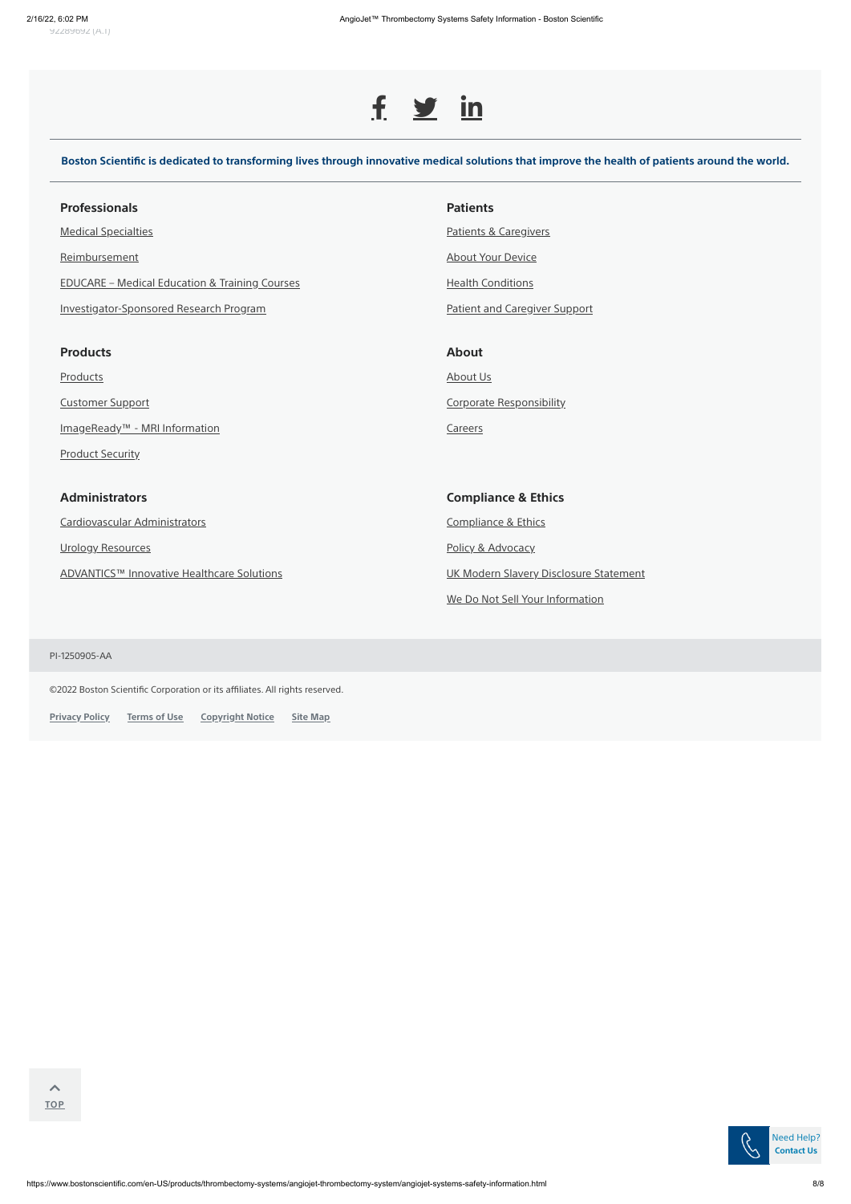92289692 (A.1)

**Boston Scientific is dedicated to transforming lives through innovative medical solutions that improve the health of patients around the world.**

### Professionals

Medical Specialties

Reimbursement

EDUCARE – Medical Education & Training Courses

Investigator-Sponsored Research Program

### Patients

Patients & Caregivers

About Your Device

Health Conditions

Patient and Caregiver Support

### Products

Products

Customer Support

ImageReady™ - MRI Information

Product Security

### About

About Us

Corporate Responsibility

Careers

### Administrators

Cardiovascular Administrators

Urology Resources

ADVANTICS™ Innovative Healthcare Solutions

### Compliance & Ethics

Compliance & Ethics

Policy & Advocacy

UK Modern Slavery Disclosure Statement

We Do Not Sell Your Information

PI-1250905-AA

©2022 Boston Scientific Corporation or its affiliates. All rights reserved.

**Privacy Policy** **Terms of Use** **Copyright Notice** **Site Map**

TOP

Need Help? **Contact Us**